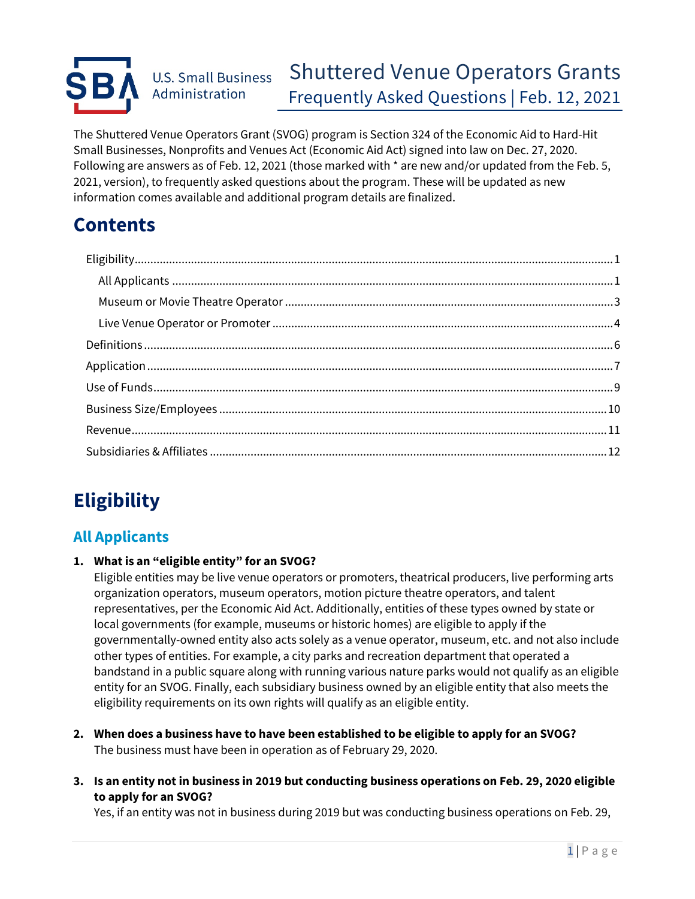# Shuttered Venue Operators Grants

## Frequently Asked Questions | Feb. 12, 2021

The Shuttered Venue Operators Grant (SVOG) program is Section 324 of the Economic Aid to Hard-Hit Small Businesses, Nonprofits and Venues Act (Economic Aid Act) signed into law on Dec. 27, 2020. Following are answers as of Feb. 12, 2021 (those marked with * are new and/or updated from the Feb. 5, 2021, version), to frequently asked questions about the program. These will be updated as new information comes available and additional program details are finalized.

# Contents

- Eligibility ........ 1
  - All Applicants ........ 1
  - Museum or Movie Theatre Operator ........ 3
  - Live Venue Operator or Promoter ........ 4
- Definitions ........ 6
- Application ........ 7
- Use of Funds ........ 9
- Business Size/Employees ........ 10
- Revenue ........ 11
- Subsidiaries & Affiliates ........ 12

# Eligibility

## All Applicants

1. **What is an "eligible entity" for an SVOG?**
   Eligible entities may be live venue operators or promoters, theatrical producers, live performing arts organization operators, museum operators, motion picture theatre operators, and talent representatives, per the Economic Aid Act. Additionally, entities of these types owned by state or local governments (for example, museums or historic homes) are eligible to apply if the governmentally-owned entity also acts solely as a venue operator, museum, etc. and not also include other types of entities. For example, a city parks and recreation department that operated a bandstand in a public square along with running various nature parks would not qualify as an eligible entity for an SVOG. Finally, each subsidiary business owned by an eligible entity that also meets the eligibility requirements on its own rights will qualify as an eligible entity.

2. **When does a business have to have been established to be eligible to apply for an SVOG?**
   The business must have been in operation as of February 29, 2020.

3. **Is an entity not in business in 2019 but conducting business operations on Feb. 29, 2020 eligible to apply for an SVOG?**
   Yes, if an entity was not in business during 2019 but was conducting business operations on Feb. 29,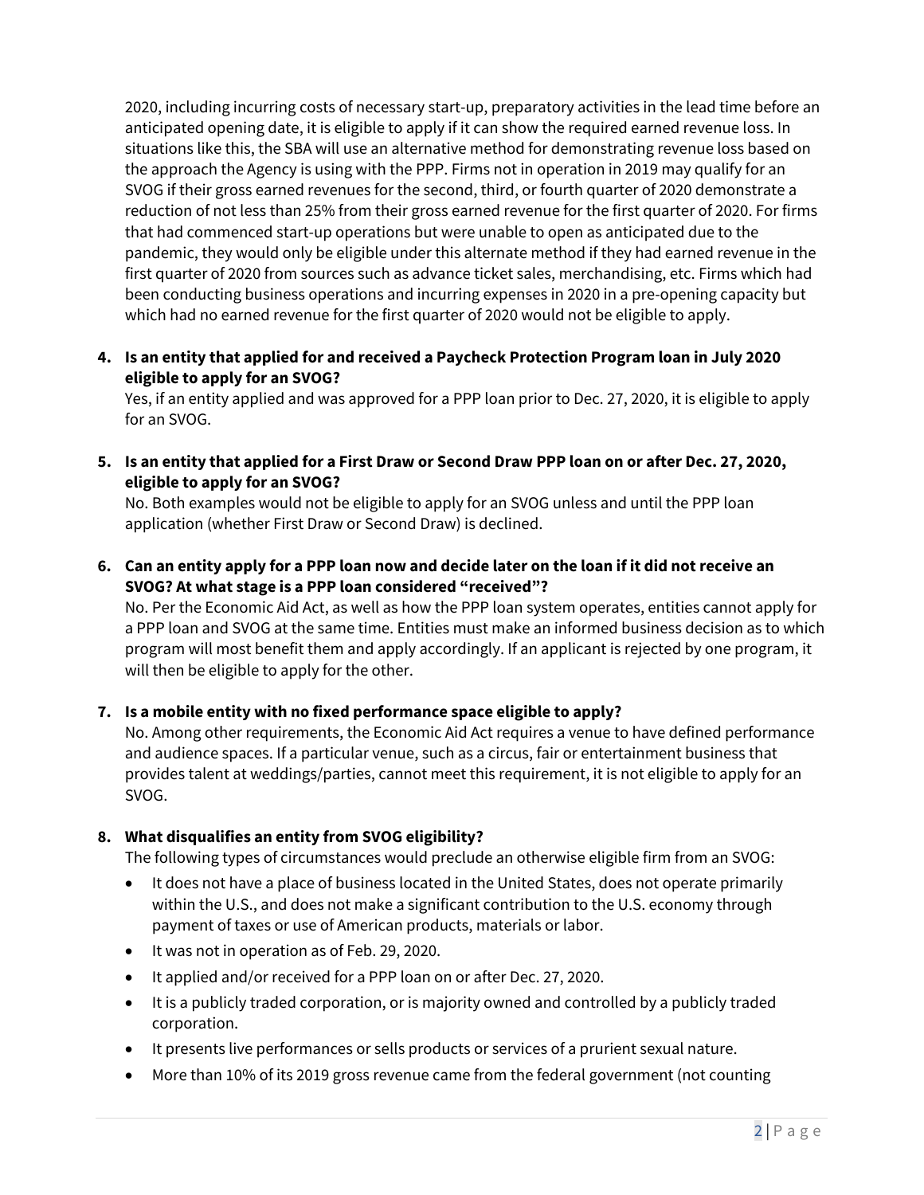2020, including incurring costs of necessary start-up, preparatory activities in the lead time before an anticipated opening date, it is eligible to apply if it can show the required earned revenue loss. In situations like this, the SBA will use an alternative method for demonstrating revenue loss based on the approach the Agency is using with the PPP. Firms not in operation in 2019 may qualify for an SVOG if their gross earned revenues for the second, third, or fourth quarter of 2020 demonstrate a reduction of not less than 25% from their gross earned revenue for the first quarter of 2020. For firms that had commenced start-up operations but were unable to open as anticipated due to the pandemic, they would only be eligible under this alternate method if they had earned revenue in the first quarter of 2020 from sources such as advance ticket sales, merchandising, etc. Firms which had been conducting business operations and incurring expenses in 2020 in a pre-opening capacity but which had no earned revenue for the first quarter of 2020 would not be eligible to apply.

4. **Is an entity that applied for and received a Paycheck Protection Program loan in July 2020 eligible to apply for an SVOG?**
   Yes, if an entity applied and was approved for a PPP loan prior to Dec. 27, 2020, it is eligible to apply for an SVOG.

5. **Is an entity that applied for a First Draw or Second Draw PPP loan on or after Dec. 27, 2020, eligible to apply for an SVOG?**
   No. Both examples would not be eligible to apply for an SVOG unless and until the PPP loan application (whether First Draw or Second Draw) is declined.

6. **Can an entity apply for a PPP loan now and decide later on the loan if it did not receive an SVOG? At what stage is a PPP loan considered "received"?**
   No. Per the Economic Aid Act, as well as how the PPP loan system operates, entities cannot apply for a PPP loan and SVOG at the same time. Entities must make an informed business decision as to which program will most benefit them and apply accordingly. If an applicant is rejected by one program, it will then be eligible to apply for the other.

7. **Is a mobile entity with no fixed performance space eligible to apply?**
   No. Among other requirements, the Economic Aid Act requires a venue to have defined performance and audience spaces. If a particular venue, such as a circus, fair or entertainment business that provides talent at weddings/parties, cannot meet this requirement, it is not eligible to apply for an SVOG.

8. **What disqualifies an entity from SVOG eligibility?**
   The following types of circumstances would preclude an otherwise eligible firm from an SVOG:
   - It does not have a place of business located in the United States, does not operate primarily within the U.S., and does not make a significant contribution to the U.S. economy through payment of taxes or use of American products, materials or labor.
   - It was not in operation as of Feb. 29, 2020.
   - It applied and/or received for a PPP loan on or after Dec. 27, 2020.
   - It is a publicly traded corporation, or is majority owned and controlled by a publicly traded corporation.
   - It presents live performances or sells products or services of a prurient sexual nature.
   - More than 10% of its 2019 gross revenue came from the federal government (not counting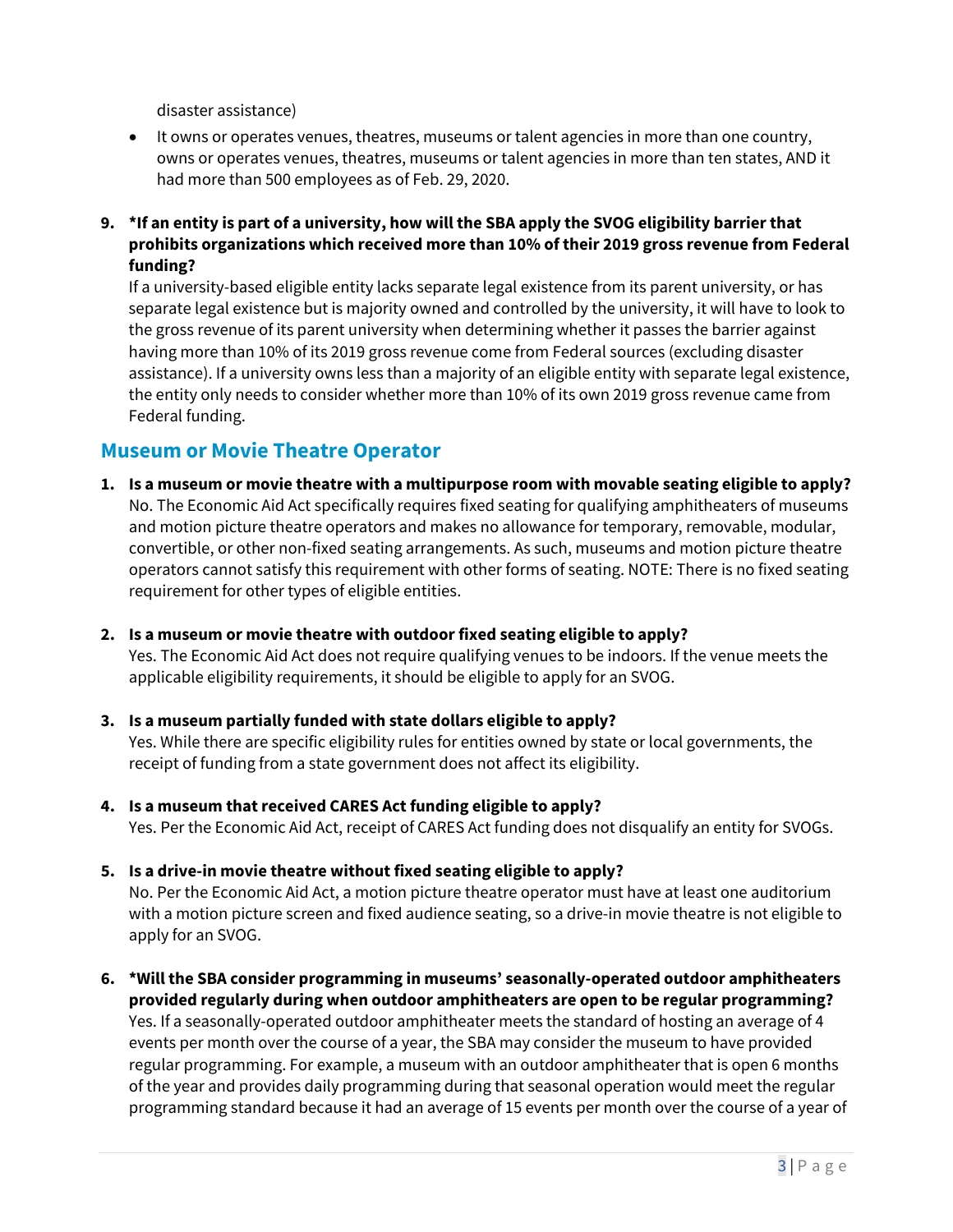disaster assistance)

- It owns or operates venues, theatres, museums or talent agencies in more than one country, owns or operates venues, theatres, museums or talent agencies in more than ten states, AND it had more than 500 employees as of Feb. 29, 2020.

9. **\*If an entity is part of a university, how will the SBA apply the SVOG eligibility barrier that prohibits organizations which received more than 10% of their 2019 gross revenue from Federal funding?**
   If a university-based eligible entity lacks separate legal existence from its parent university, or has separate legal existence but is majority owned and controlled by the university, it will have to look to the gross revenue of its parent university when determining whether it passes the barrier against having more than 10% of its 2019 gross revenue come from Federal sources (excluding disaster assistance). If a university owns less than a majority of an eligible entity with separate legal existence, the entity only needs to consider whether more than 10% of its own 2019 gross revenue came from Federal funding.

## Museum or Movie Theatre Operator

1. **Is a museum or movie theatre with a multipurpose room with movable seating eligible to apply?**
   No. The Economic Aid Act specifically requires fixed seating for qualifying amphitheaters of museums and motion picture theatre operators and makes no allowance for temporary, removable, modular, convertible, or other non-fixed seating arrangements. As such, museums and motion picture theatre operators cannot satisfy this requirement with other forms of seating. NOTE: There is no fixed seating requirement for other types of eligible entities.

2. **Is a museum or movie theatre with outdoor fixed seating eligible to apply?**
   Yes. The Economic Aid Act does not require qualifying venues to be indoors. If the venue meets the applicable eligibility requirements, it should be eligible to apply for an SVOG.

3. **Is a museum partially funded with state dollars eligible to apply?**
   Yes. While there are specific eligibility rules for entities owned by state or local governments, the receipt of funding from a state government does not affect its eligibility.

4. **Is a museum that received CARES Act funding eligible to apply?**
   Yes. Per the Economic Aid Act, receipt of CARES Act funding does not disqualify an entity for SVOGs.

5. **Is a drive-in movie theatre without fixed seating eligible to apply?**
   No. Per the Economic Aid Act, a motion picture theatre operator must have at least one auditorium with a motion picture screen and fixed audience seating, so a drive-in movie theatre is not eligible to apply for an SVOG.

6. **\*Will the SBA consider programming in museums' seasonally-operated outdoor amphitheaters provided regularly during when outdoor amphitheaters are open to be regular programming?**
   Yes. If a seasonally-operated outdoor amphitheater meets the standard of hosting an average of 4 events per month over the course of a year, the SBA may consider the museum to have provided regular programming. For example, a museum with an outdoor amphitheater that is open 6 months of the year and provides daily programming during that seasonal operation would meet the regular programming standard because it had an average of 15 events per month over the course of a year of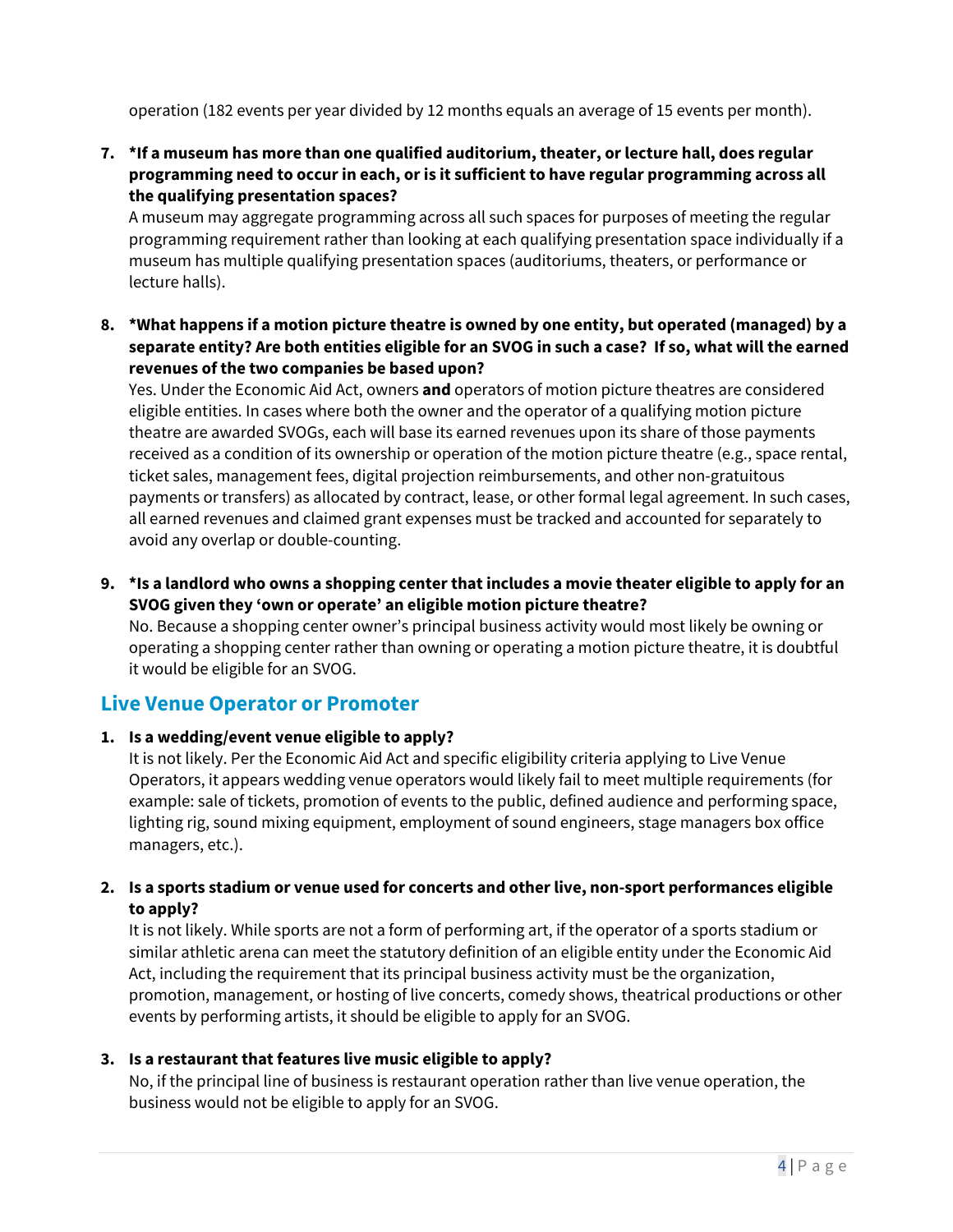operation (182 events per year divided by 12 months equals an average of 15 events per month).

7. **\*If a museum has more than one qualified auditorium, theater, or lecture hall, does regular programming need to occur in each, or is it sufficient to have regular programming across all the qualifying presentation spaces?**
   A museum may aggregate programming across all such spaces for purposes of meeting the regular programming requirement rather than looking at each qualifying presentation space individually if a museum has multiple qualifying presentation spaces (auditoriums, theaters, or performance or lecture halls).

8. **\*What happens if a motion picture theatre is owned by one entity, but operated (managed) by a separate entity? Are both entities eligible for an SVOG in such a case? If so, what will the earned revenues of the two companies be based upon?**
   Yes. Under the Economic Aid Act, owners **and** operators of motion picture theatres are considered eligible entities. In cases where both the owner and the operator of a qualifying motion picture theatre are awarded SVOGs, each will base its earned revenues upon its share of those payments received as a condition of its ownership or operation of the motion picture theatre (e.g., space rental, ticket sales, management fees, digital projection reimbursements, and other non-gratuitous payments or transfers) as allocated by contract, lease, or other formal legal agreement. In such cases, all earned revenues and claimed grant expenses must be tracked and accounted for separately to avoid any overlap or double-counting.

9. **\*Is a landlord who owns a shopping center that includes a movie theater eligible to apply for an SVOG given they 'own or operate' an eligible motion picture theatre?**
   No. Because a shopping center owner's principal business activity would most likely be owning or operating a shopping center rather than owning or operating a motion picture theatre, it is doubtful it would be eligible for an SVOG.

## Live Venue Operator or Promoter

1. **Is a wedding/event venue eligible to apply?**
   It is not likely. Per the Economic Aid Act and specific eligibility criteria applying to Live Venue Operators, it appears wedding venue operators would likely fail to meet multiple requirements (for example: sale of tickets, promotion of events to the public, defined audience and performing space, lighting rig, sound mixing equipment, employment of sound engineers, stage managers box office managers, etc.).

2. **Is a sports stadium or venue used for concerts and other live, non-sport performances eligible to apply?**
   It is not likely. While sports are not a form of performing art, if the operator of a sports stadium or similar athletic arena can meet the statutory definition of an eligible entity under the Economic Aid Act, including the requirement that its principal business activity must be the organization, promotion, management, or hosting of live concerts, comedy shows, theatrical productions or other events by performing artists, it should be eligible to apply for an SVOG.

3. **Is a restaurant that features live music eligible to apply?**
   No, if the principal line of business is restaurant operation rather than live venue operation, the business would not be eligible to apply for an SVOG.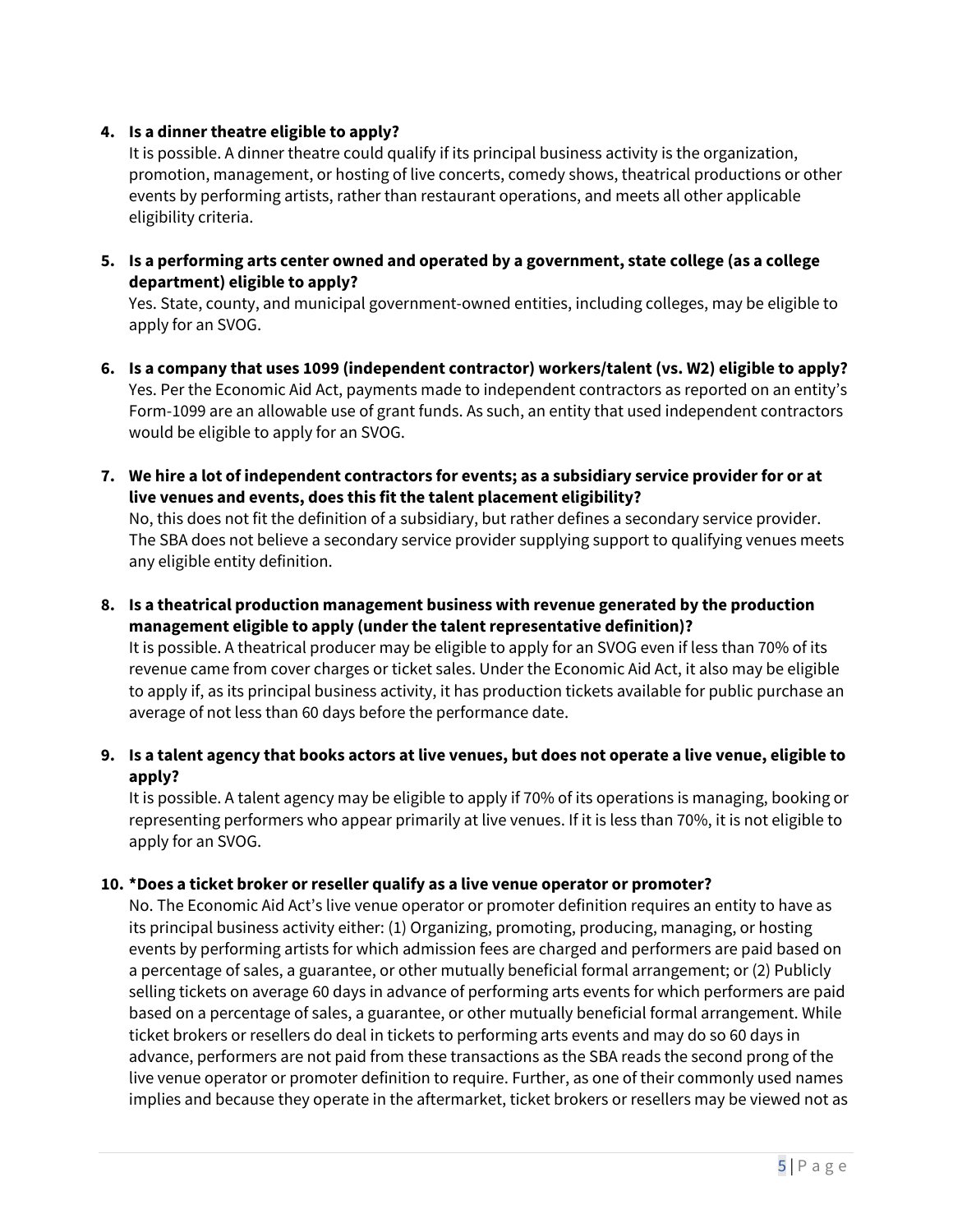4. **Is a dinner theatre eligible to apply?**
   It is possible. A dinner theatre could qualify if its principal business activity is the organization, promotion, management, or hosting of live concerts, comedy shows, theatrical productions or other events by performing artists, rather than restaurant operations, and meets all other applicable eligibility criteria.

5. **Is a performing arts center owned and operated by a government, state college (as a college department) eligible to apply?**
   Yes. State, county, and municipal government-owned entities, including colleges, may be eligible to apply for an SVOG.

6. **Is a company that uses 1099 (independent contractor) workers/talent (vs. W2) eligible to apply?**
   Yes. Per the Economic Aid Act, payments made to independent contractors as reported on an entity's Form-1099 are an allowable use of grant funds. As such, an entity that used independent contractors would be eligible to apply for an SVOG.

7. **We hire a lot of independent contractors for events; as a subsidiary service provider for or at live venues and events, does this fit the talent placement eligibility?**
   No, this does not fit the definition of a subsidiary, but rather defines a secondary service provider. The SBA does not believe a secondary service provider supplying support to qualifying venues meets any eligible entity definition.

8. **Is a theatrical production management business with revenue generated by the production management eligible to apply (under the talent representative definition)?**
   It is possible. A theatrical producer may be eligible to apply for an SVOG even if less than 70% of its revenue came from cover charges or ticket sales. Under the Economic Aid Act, it also may be eligible to apply if, as its principal business activity, it has production tickets available for public purchase an average of not less than 60 days before the performance date.

9. **Is a talent agency that books actors at live venues, but does not operate a live venue, eligible to apply?**
   It is possible. A talent agency may be eligible to apply if 70% of its operations is managing, booking or representing performers who appear primarily at live venues. If it is less than 70%, it is not eligible to apply for an SVOG.

10. **\*Does a ticket broker or reseller qualify as a live venue operator or promoter?**
    No. The Economic Aid Act's live venue operator or promoter definition requires an entity to have as its principal business activity either: (1) Organizing, promoting, producing, managing, or hosting events by performing artists for which admission fees are charged and performers are paid based on a percentage of sales, a guarantee, or other mutually beneficial formal arrangement; or (2) Publicly selling tickets on average 60 days in advance of performing arts events for which performers are paid based on a percentage of sales, a guarantee, or other mutually beneficial formal arrangement. While ticket brokers or resellers do deal in tickets to performing arts events and may do so 60 days in advance, performers are not paid from these transactions as the SBA reads the second prong of the live venue operator or promoter definition to require. Further, as one of their commonly used names implies and because they operate in the aftermarket, ticket brokers or resellers may be viewed not as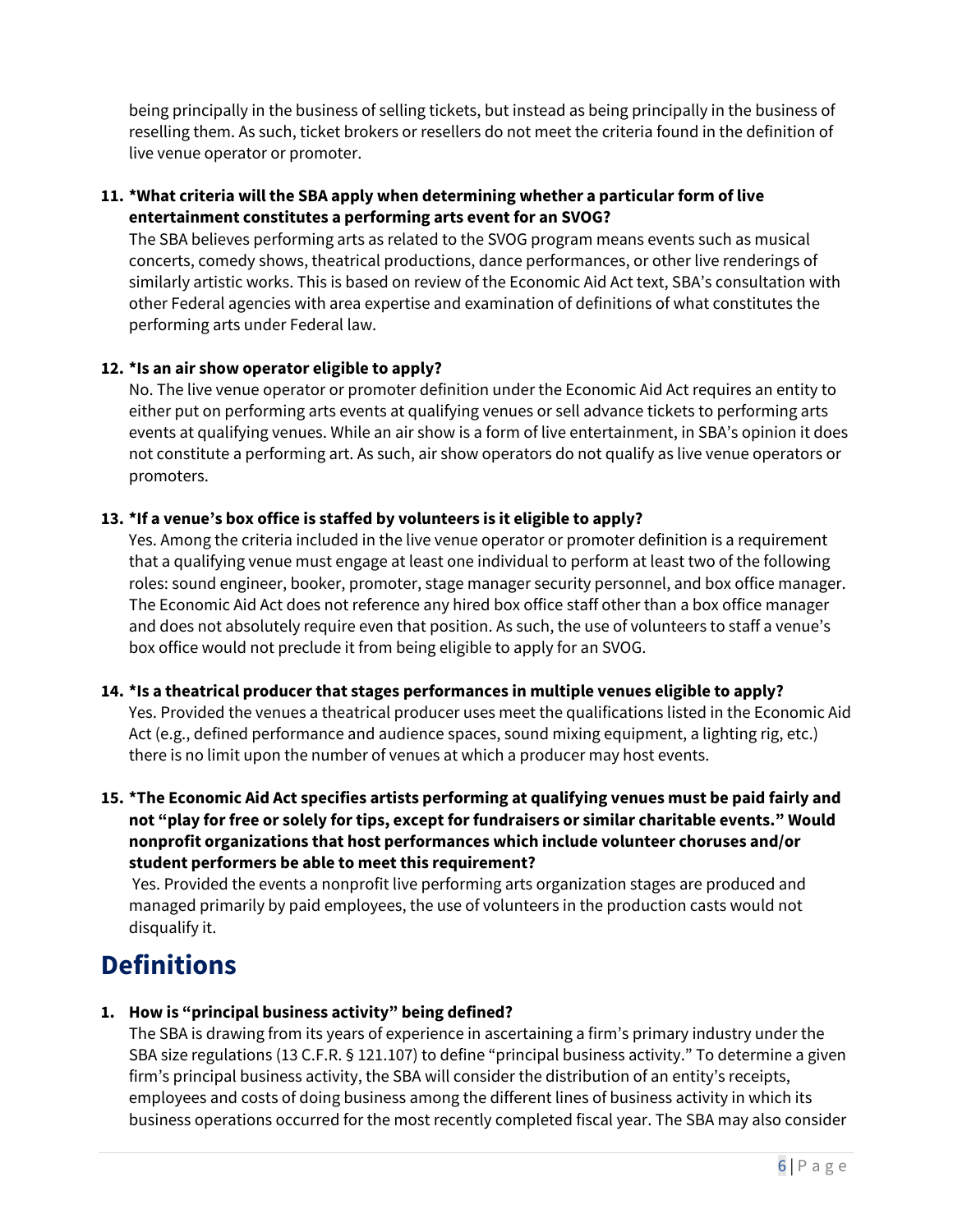being principally in the business of selling tickets, but instead as being principally in the business of reselling them. As such, ticket brokers or resellers do not meet the criteria found in the definition of live venue operator or promoter.

11. ***What criteria will the SBA apply when determining whether a particular form of live entertainment constitutes a performing arts event for an SVOG?**
    The SBA believes performing arts as related to the SVOG program means events such as musical concerts, comedy shows, theatrical productions, dance performances, or other live renderings of similarly artistic works. This is based on review of the Economic Aid Act text, SBA's consultation with other Federal agencies with area expertise and examination of definitions of what constitutes the performing arts under Federal law.

12. ***Is an air show operator eligible to apply?**
    No. The live venue operator or promoter definition under the Economic Aid Act requires an entity to either put on performing arts events at qualifying venues or sell advance tickets to performing arts events at qualifying venues. While an air show is a form of live entertainment, in SBA's opinion it does not constitute a performing art. As such, air show operators do not qualify as live venue operators or promoters.

13. ***If a venue's box office is staffed by volunteers is it eligible to apply?**
    Yes. Among the criteria included in the live venue operator or promoter definition is a requirement that a qualifying venue must engage at least one individual to perform at least two of the following roles: sound engineer, booker, promoter, stage manager security personnel, and box office manager. The Economic Aid Act does not reference any hired box office staff other than a box office manager and does not absolutely require even that position. As such, the use of volunteers to staff a venue's box office would not preclude it from being eligible to apply for an SVOG.

14. ***Is a theatrical producer that stages performances in multiple venues eligible to apply?**
    Yes. Provided the venues a theatrical producer uses meet the qualifications listed in the Economic Aid Act (e.g., defined performance and audience spaces, sound mixing equipment, a lighting rig, etc.) there is no limit upon the number of venues at which a producer may host events.

15. ***The Economic Aid Act specifies artists performing at qualifying venues must be paid fairly and not "play for free or solely for tips, except for fundraisers or similar charitable events." Would nonprofit organizations that host performances which include volunteer choruses and/or student performers be able to meet this requirement?**
    Yes. Provided the events a nonprofit live performing arts organization stages are produced and managed primarily by paid employees, the use of volunteers in the production casts would not disqualify it.

# Definitions

1. **How is "principal business activity" being defined?**
   The SBA is drawing from its years of experience in ascertaining a firm's primary industry under the SBA size regulations (13 C.F.R. § 121.107) to define "principal business activity." To determine a given firm's principal business activity, the SBA will consider the distribution of an entity's receipts, employees and costs of doing business among the different lines of business activity in which its business operations occurred for the most recently completed fiscal year. The SBA may also consider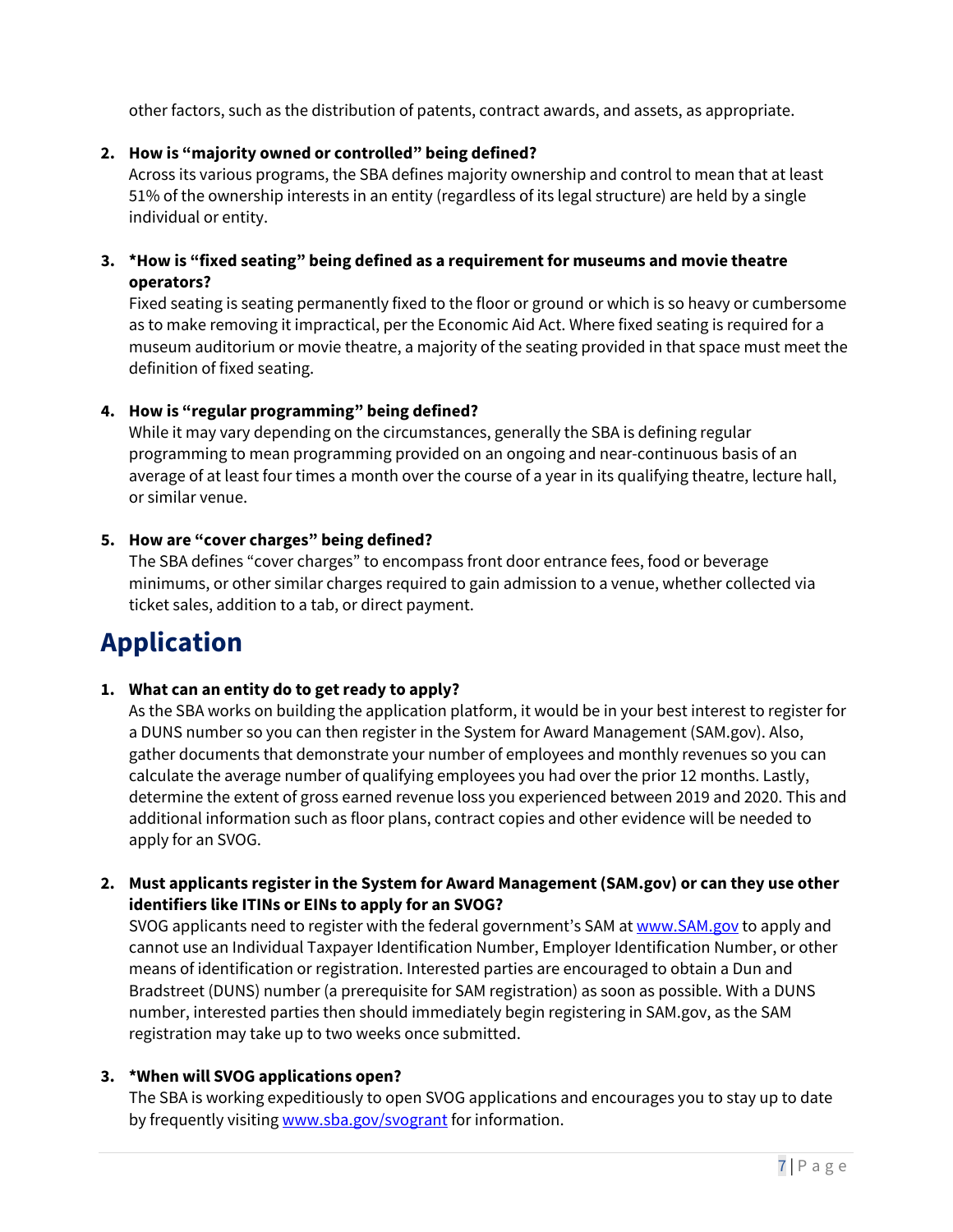other factors, such as the distribution of patents, contract awards, and assets, as appropriate.

2. **How is "majority owned or controlled" being defined?**
   Across its various programs, the SBA defines majority ownership and control to mean that at least 51% of the ownership interests in an entity (regardless of its legal structure) are held by a single individual or entity.

3. ***How is "fixed seating" being defined as a requirement for museums and movie theatre operators?**
   Fixed seating is seating permanently fixed to the floor or ground or which is so heavy or cumbersome as to make removing it impractical, per the Economic Aid Act. Where fixed seating is required for a museum auditorium or movie theatre, a majority of the seating provided in that space must meet the definition of fixed seating.

4. **How is "regular programming" being defined?**
   While it may vary depending on the circumstances, generally the SBA is defining regular programming to mean programming provided on an ongoing and near-continuous basis of an average of at least four times a month over the course of a year in its qualifying theatre, lecture hall, or similar venue.

5. **How are "cover charges" being defined?**
   The SBA defines "cover charges" to encompass front door entrance fees, food or beverage minimums, or other similar charges required to gain admission to a venue, whether collected via ticket sales, addition to a tab, or direct payment.

# Application

1. **What can an entity do to get ready to apply?**
   As the SBA works on building the application platform, it would be in your best interest to register for a DUNS number so you can then register in the System for Award Management (SAM.gov). Also, gather documents that demonstrate your number of employees and monthly revenues so you can calculate the average number of qualifying employees you had over the prior 12 months. Lastly, determine the extent of gross earned revenue loss you experienced between 2019 and 2020. This and additional information such as floor plans, contract copies and other evidence will be needed to apply for an SVOG.

2. **Must applicants register in the System for Award Management (SAM.gov) or can they use other identifiers like ITINs or EINs to apply for an SVOG?**
   SVOG applicants need to register with the federal government's SAM at [www.SAM.gov](http://www.SAM.gov) to apply and cannot use an Individual Taxpayer Identification Number, Employer Identification Number, or other means of identification or registration. Interested parties are encouraged to obtain a Dun and Bradstreet (DUNS) number (a prerequisite for SAM registration) as soon as possible. With a DUNS number, interested parties then should immediately begin registering in SAM.gov, as the SAM registration may take up to two weeks once submitted.

3. ***When will SVOG applications open?**
   The SBA is working expeditiously to open SVOG applications and encourages you to stay up to date by frequently visiting [www.sba.gov/svogrant](http://www.sba.gov/svogrant) for information.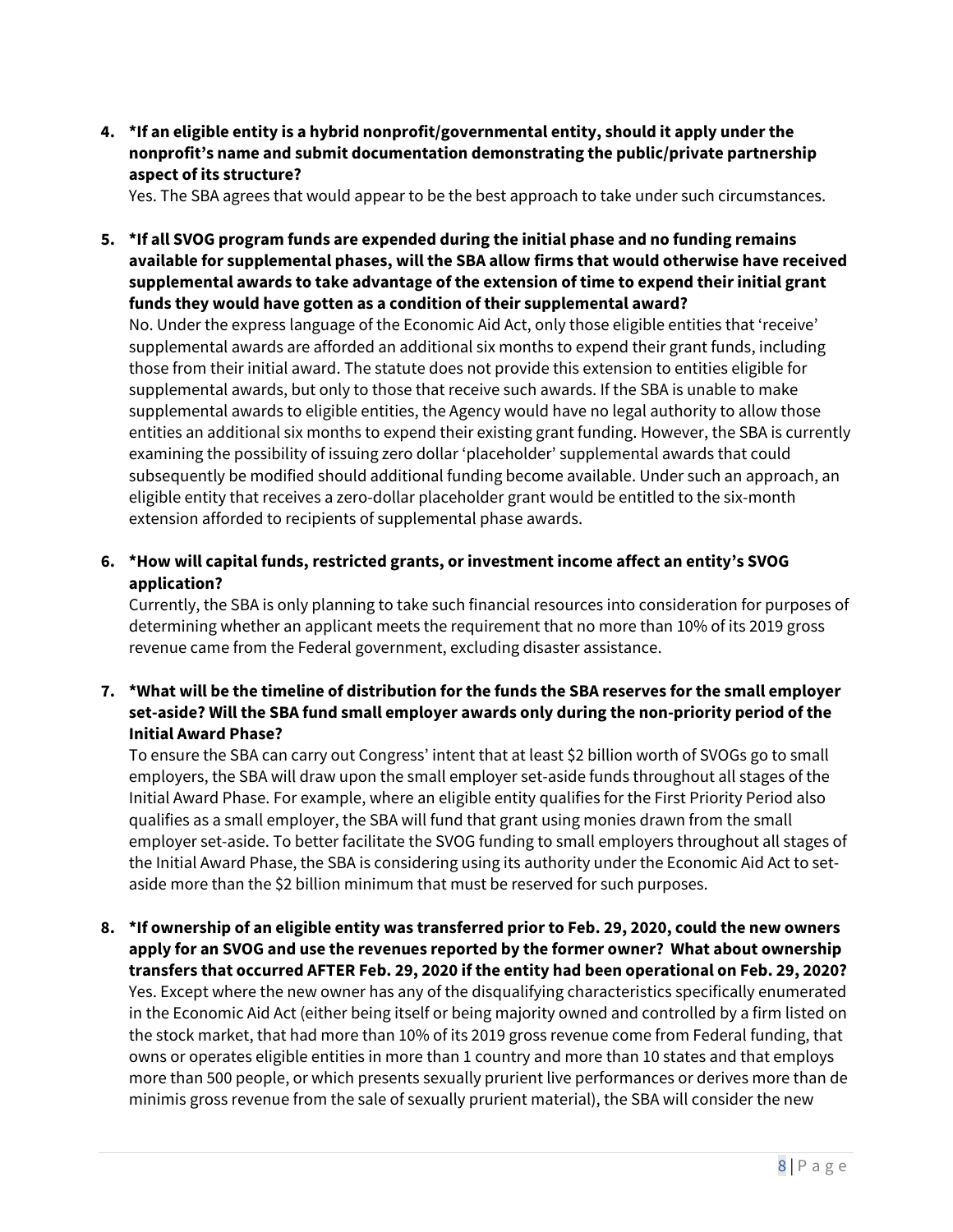4. **\*If an eligible entity is a hybrid nonprofit/governmental entity, should it apply under the nonprofit's name and submit documentation demonstrating the public/private partnership aspect of its structure?**
   Yes. The SBA agrees that would appear to be the best approach to take under such circumstances.

5. **\*If all SVOG program funds are expended during the initial phase and no funding remains available for supplemental phases, will the SBA allow firms that would otherwise have received supplemental awards to take advantage of the extension of time to expend their initial grant funds they would have gotten as a condition of their supplemental award?**
   No. Under the express language of the Economic Aid Act, only those eligible entities that 'receive' supplemental awards are afforded an additional six months to expend their grant funds, including those from their initial award. The statute does not provide this extension to entities eligible for supplemental awards, but only to those that receive such awards. If the SBA is unable to make supplemental awards to eligible entities, the Agency would have no legal authority to allow those entities an additional six months to expend their existing grant funding. However, the SBA is currently examining the possibility of issuing zero dollar 'placeholder' supplemental awards that could subsequently be modified should additional funding become available. Under such an approach, an eligible entity that receives a zero-dollar placeholder grant would be entitled to the six-month extension afforded to recipients of supplemental phase awards.

6. **\*How will capital funds, restricted grants, or investment income affect an entity's SVOG application?**
   Currently, the SBA is only planning to take such financial resources into consideration for purposes of determining whether an applicant meets the requirement that no more than 10% of its 2019 gross revenue came from the Federal government, excluding disaster assistance.

7. **\*What will be the timeline of distribution for the funds the SBA reserves for the small employer set-aside? Will the SBA fund small employer awards only during the non-priority period of the Initial Award Phase?**
   To ensure the SBA can carry out Congress' intent that at least $2 billion worth of SVOGs go to small employers, the SBA will draw upon the small employer set-aside funds throughout all stages of the Initial Award Phase. For example, where an eligible entity qualifies for the First Priority Period also qualifies as a small employer, the SBA will fund that grant using monies drawn from the small employer set-aside. To better facilitate the SVOG funding to small employers throughout all stages of the Initial Award Phase, the SBA is considering using its authority under the Economic Aid Act to set-aside more than the $2 billion minimum that must be reserved for such purposes.

8. **\*If ownership of an eligible entity was transferred prior to Feb. 29, 2020, could the new owners apply for an SVOG and use the revenues reported by the former owner? What about ownership transfers that occurred AFTER Feb. 29, 2020 if the entity had been operational on Feb. 29, 2020?**
   Yes. Except where the new owner has any of the disqualifying characteristics specifically enumerated in the Economic Aid Act (either being itself or being majority owned and controlled by a firm listed on the stock market, that had more than 10% of its 2019 gross revenue come from Federal funding, that owns or operates eligible entities in more than 1 country and more than 10 states and that employs more than 500 people, or which presents sexually prurient live performances or derives more than de minimis gross revenue from the sale of sexually prurient material), the SBA will consider the new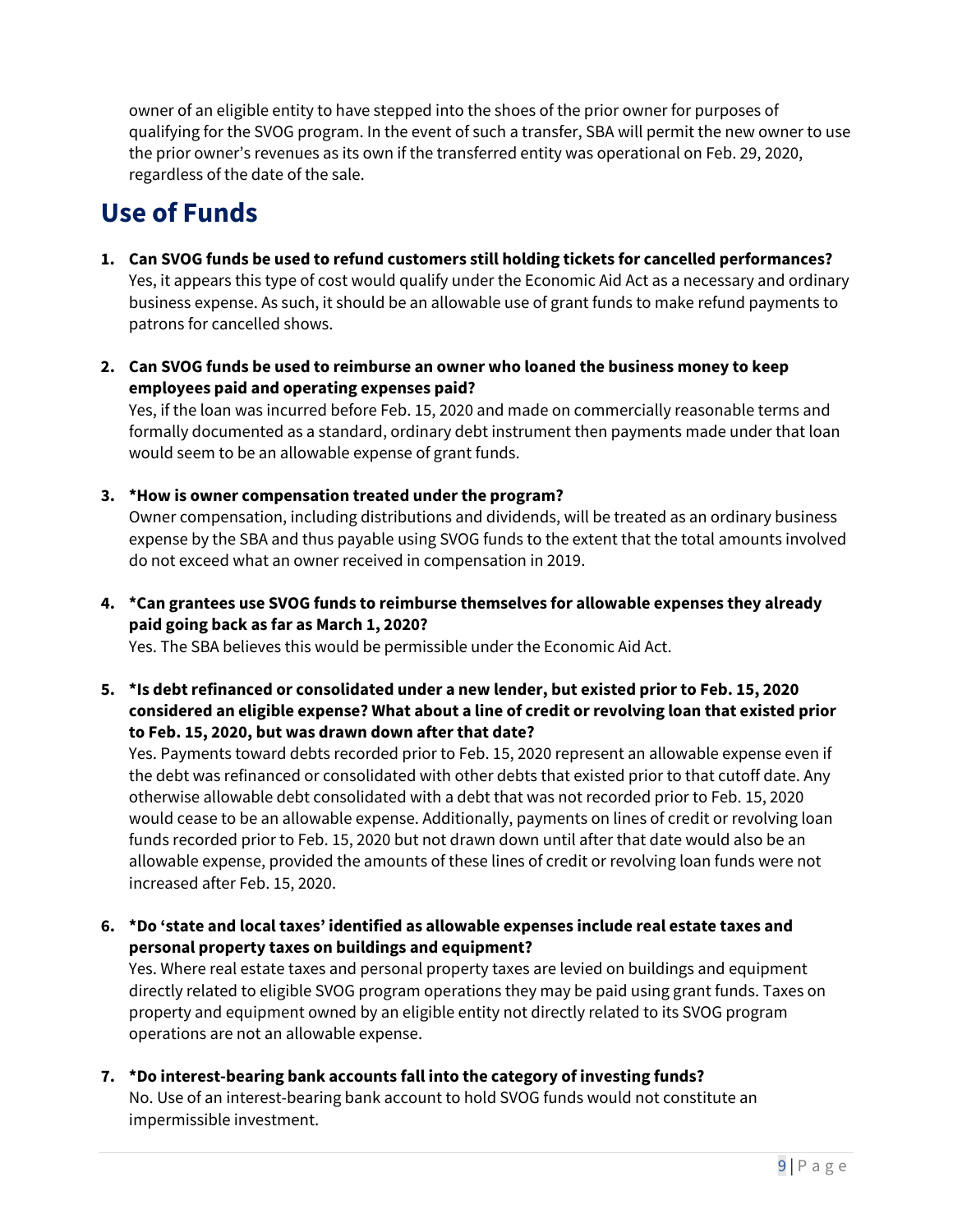owner of an eligible entity to have stepped into the shoes of the prior owner for purposes of qualifying for the SVOG program. In the event of such a transfer, SBA will permit the new owner to use the prior owner's revenues as its own if the transferred entity was operational on Feb. 29, 2020, regardless of the date of the sale.

## Use of Funds

1. **Can SVOG funds be used to refund customers still holding tickets for cancelled performances?**
   Yes, it appears this type of cost would qualify under the Economic Aid Act as a necessary and ordinary business expense. As such, it should be an allowable use of grant funds to make refund payments to patrons for cancelled shows.

2. **Can SVOG funds be used to reimburse an owner who loaned the business money to keep employees paid and operating expenses paid?**
   Yes, if the loan was incurred before Feb. 15, 2020 and made on commercially reasonable terms and formally documented as a standard, ordinary debt instrument then payments made under that loan would seem to be an allowable expense of grant funds.

3. ***How is owner compensation treated under the program?**
   Owner compensation, including distributions and dividends, will be treated as an ordinary business expense by the SBA and thus payable using SVOG funds to the extent that the total amounts involved do not exceed what an owner received in compensation in 2019.

4. ***Can grantees use SVOG funds to reimburse themselves for allowable expenses they already paid going back as far as March 1, 2020?**
   Yes. The SBA believes this would be permissible under the Economic Aid Act.

5. ***Is debt refinanced or consolidated under a new lender, but existed prior to Feb. 15, 2020 considered an eligible expense? What about a line of credit or revolving loan that existed prior to Feb. 15, 2020, but was drawn down after that date?**
   Yes. Payments toward debts recorded prior to Feb. 15, 2020 represent an allowable expense even if the debt was refinanced or consolidated with other debts that existed prior to that cutoff date. Any otherwise allowable debt consolidated with a debt that was not recorded prior to Feb. 15, 2020 would cease to be an allowable expense. Additionally, payments on lines of credit or revolving loan funds recorded prior to Feb. 15, 2020 but not drawn down until after that date would also be an allowable expense, provided the amounts of these lines of credit or revolving loan funds were not increased after Feb. 15, 2020.

6. ***Do 'state and local taxes' identified as allowable expenses include real estate taxes and personal property taxes on buildings and equipment?**
   Yes. Where real estate taxes and personal property taxes are levied on buildings and equipment directly related to eligible SVOG program operations they may be paid using grant funds. Taxes on property and equipment owned by an eligible entity not directly related to its SVOG program operations are not an allowable expense.

7. ***Do interest-bearing bank accounts fall into the category of investing funds?**
   No. Use of an interest-bearing bank account to hold SVOG funds would not constitute an impermissible investment.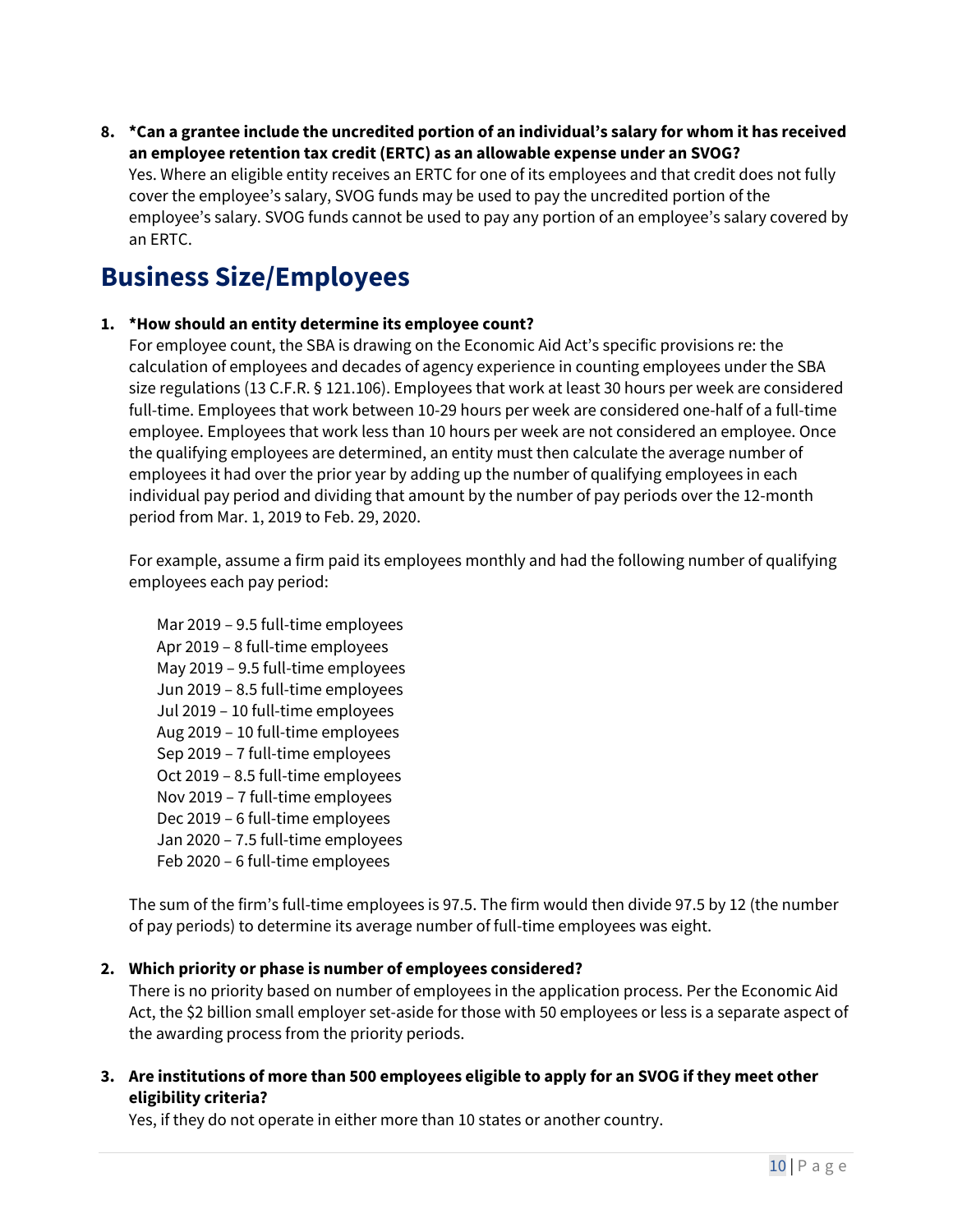8. **\*Can a grantee include the uncredited portion of an individual's salary for whom it has received an employee retention tax credit (ERTC) as an allowable expense under an SVOG?**
   Yes. Where an eligible entity receives an ERTC for one of its employees and that credit does not fully cover the employee's salary, SVOG funds may be used to pay the uncredited portion of the employee's salary. SVOG funds cannot be used to pay any portion of an employee's salary covered by an ERTC.

## Business Size/Employees

1. **\*How should an entity determine its employee count?**
   For employee count, the SBA is drawing on the Economic Aid Act's specific provisions re: the calculation of employees and decades of agency experience in counting employees under the SBA size regulations (13 C.F.R. § 121.106). Employees that work at least 30 hours per week are considered full-time. Employees that work between 10-29 hours per week are considered one-half of a full-time employee. Employees that work less than 10 hours per week are not considered an employee. Once the qualifying employees are determined, an entity must then calculate the average number of employees it had over the prior year by adding up the number of qualifying employees in each individual pay period and dividing that amount by the number of pay periods over the 12-month period from Mar. 1, 2019 to Feb. 29, 2020.

   For example, assume a firm paid its employees monthly and had the following number of qualifying employees each pay period:

   Mar 2019 – 9.5 full-time employees
   Apr 2019 – 8 full-time employees
   May 2019 – 9.5 full-time employees
   Jun 2019 – 8.5 full-time employees
   Jul 2019 – 10 full-time employees
   Aug 2019 – 10 full-time employees
   Sep 2019 – 7 full-time employees
   Oct 2019 – 8.5 full-time employees
   Nov 2019 – 7 full-time employees
   Dec 2019 – 6 full-time employees
   Jan 2020 – 7.5 full-time employees
   Feb 2020 – 6 full-time employees

   The sum of the firm's full-time employees is 97.5. The firm would then divide 97.5 by 12 (the number of pay periods) to determine its average number of full-time employees was eight.

2. **Which priority or phase is number of employees considered?**
   There is no priority based on number of employees in the application process. Per the Economic Aid Act, the $2 billion small employer set-aside for those with 50 employees or less is a separate aspect of the awarding process from the priority periods.

3. **Are institutions of more than 500 employees eligible to apply for an SVOG if they meet other eligibility criteria?**
   Yes, if they do not operate in either more than 10 states or another country.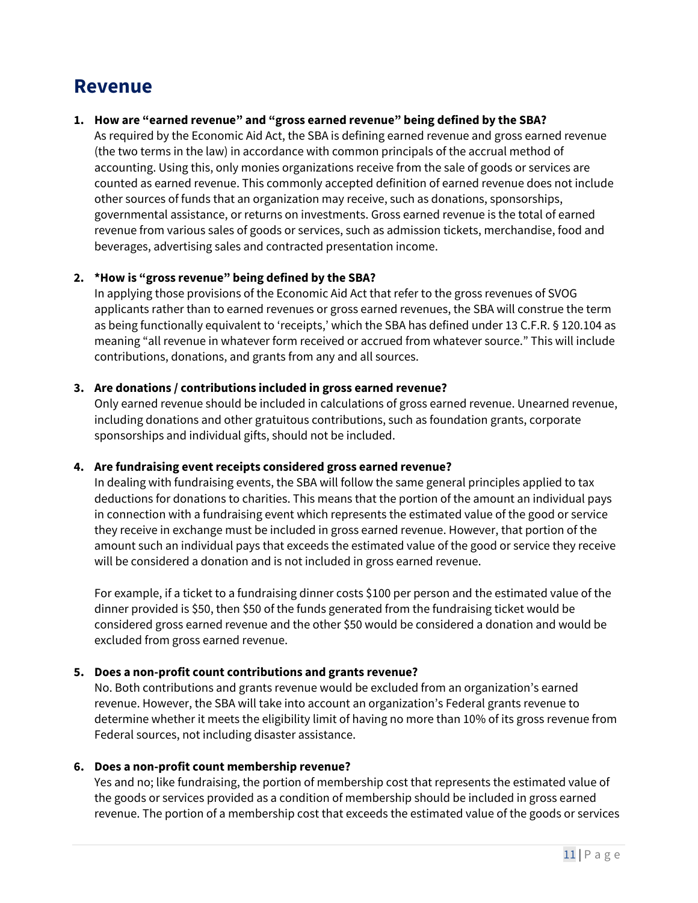# Revenue

1. **How are "earned revenue" and "gross earned revenue" being defined by the SBA?**
   As required by the Economic Aid Act, the SBA is defining earned revenue and gross earned revenue (the two terms in the law) in accordance with common principals of the accrual method of accounting. Using this, only monies organizations receive from the sale of goods or services are counted as earned revenue. This commonly accepted definition of earned revenue does not include other sources of funds that an organization may receive, such as donations, sponsorships, governmental assistance, or returns on investments. Gross earned revenue is the total of earned revenue from various sales of goods or services, such as admission tickets, merchandise, food and beverages, advertising sales and contracted presentation income.

2. ***How is "gross revenue" being defined by the SBA?**
   In applying those provisions of the Economic Aid Act that refer to the gross revenues of SVOG applicants rather than to earned revenues or gross earned revenues, the SBA will construe the term as being functionally equivalent to 'receipts,' which the SBA has defined under 13 C.F.R. § 120.104 as meaning "all revenue in whatever form received or accrued from whatever source." This will include contributions, donations, and grants from any and all sources.

3. **Are donations / contributions included in gross earned revenue?**
   Only earned revenue should be included in calculations of gross earned revenue. Unearned revenue, including donations and other gratuitous contributions, such as foundation grants, corporate sponsorships and individual gifts, should not be included.

4. **Are fundraising event receipts considered gross earned revenue?**
   In dealing with fundraising events, the SBA will follow the same general principles applied to tax deductions for donations to charities. This means that the portion of the amount an individual pays in connection with a fundraising event which represents the estimated value of the good or service they receive in exchange must be included in gross earned revenue. However, that portion of the amount such an individual pays that exceeds the estimated value of the good or service they receive will be considered a donation and is not included in gross earned revenue.

   For example, if a ticket to a fundraising dinner costs $100 per person and the estimated value of the dinner provided is $50, then $50 of the funds generated from the fundraising ticket would be considered gross earned revenue and the other $50 would be considered a donation and would be excluded from gross earned revenue.

5. **Does a non-profit count contributions and grants revenue?**
   No. Both contributions and grants revenue would be excluded from an organization's earned revenue. However, the SBA will take into account an organization's Federal grants revenue to determine whether it meets the eligibility limit of having no more than 10% of its gross revenue from Federal sources, not including disaster assistance.

6. **Does a non-profit count membership revenue?**
   Yes and no; like fundraising, the portion of membership cost that represents the estimated value of the goods or services provided as a condition of membership should be included in gross earned revenue. The portion of a membership cost that exceeds the estimated value of the goods or services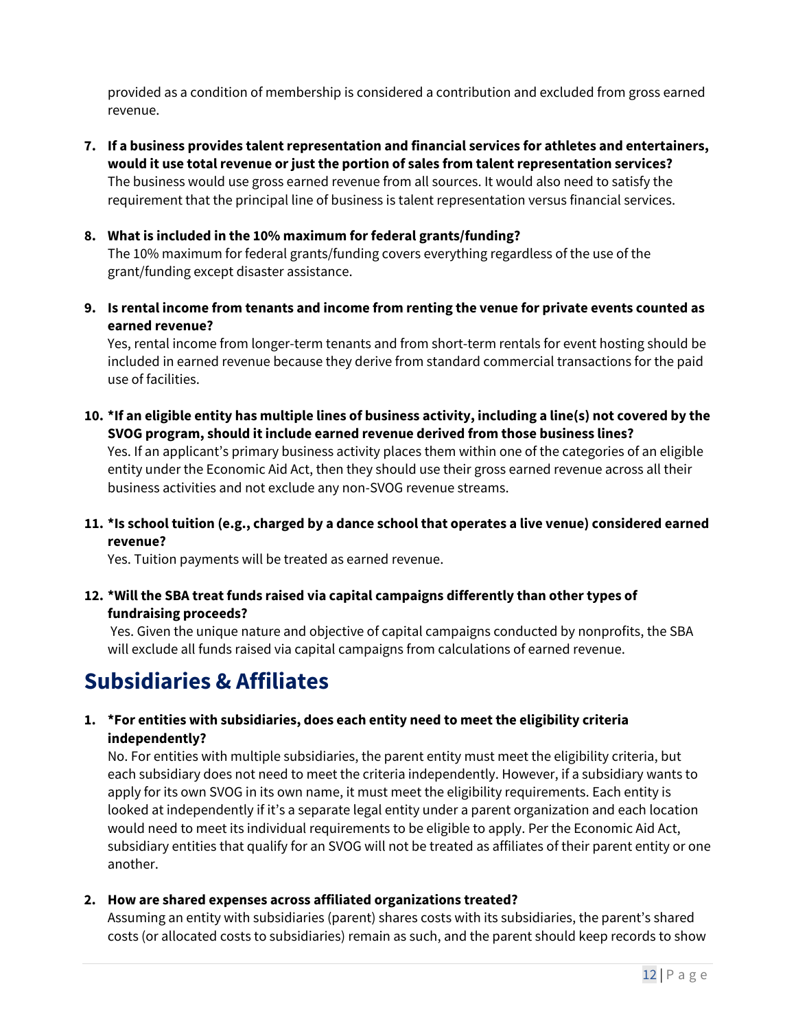provided as a condition of membership is considered a contribution and excluded from gross earned revenue.

7. **If a business provides talent representation and financial services for athletes and entertainers, would it use total revenue or just the portion of sales from talent representation services?**
   The business would use gross earned revenue from all sources. It would also need to satisfy the requirement that the principal line of business is talent representation versus financial services.

8. **What is included in the 10% maximum for federal grants/funding?**
   The 10% maximum for federal grants/funding covers everything regardless of the use of the grant/funding except disaster assistance.

9. **Is rental income from tenants and income from renting the venue for private events counted as earned revenue?**
   Yes, rental income from longer-term tenants and from short-term rentals for event hosting should be included in earned revenue because they derive from standard commercial transactions for the paid use of facilities.

10. ***If an eligible entity has multiple lines of business activity, including a line(s) not covered by the SVOG program, should it include earned revenue derived from those business lines?**
    Yes. If an applicant's primary business activity places them within one of the categories of an eligible entity under the Economic Aid Act, then they should use their gross earned revenue across all their business activities and not exclude any non-SVOG revenue streams.

11. ***Is school tuition (e.g., charged by a dance school that operates a live venue) considered earned revenue?**
    Yes. Tuition payments will be treated as earned revenue.

12. ***Will the SBA treat funds raised via capital campaigns differently than other types of fundraising proceeds?**
    Yes. Given the unique nature and objective of capital campaigns conducted by nonprofits, the SBA will exclude all funds raised via capital campaigns from calculations of earned revenue.

# Subsidiaries & Affiliates

1. ***For entities with subsidiaries, does each entity need to meet the eligibility criteria independently?**
   No. For entities with multiple subsidiaries, the parent entity must meet the eligibility criteria, but each subsidiary does not need to meet the criteria independently. However, if a subsidiary wants to apply for its own SVOG in its own name, it must meet the eligibility requirements. Each entity is looked at independently if it's a separate legal entity under a parent organization and each location would need to meet its individual requirements to be eligible to apply. Per the Economic Aid Act, subsidiary entities that qualify for an SVOG will not be treated as affiliates of their parent entity or one another.

2. **How are shared expenses across affiliated organizations treated?**
   Assuming an entity with subsidiaries (parent) shares costs with its subsidiaries, the parent's shared costs (or allocated costs to subsidiaries) remain as such, and the parent should keep records to show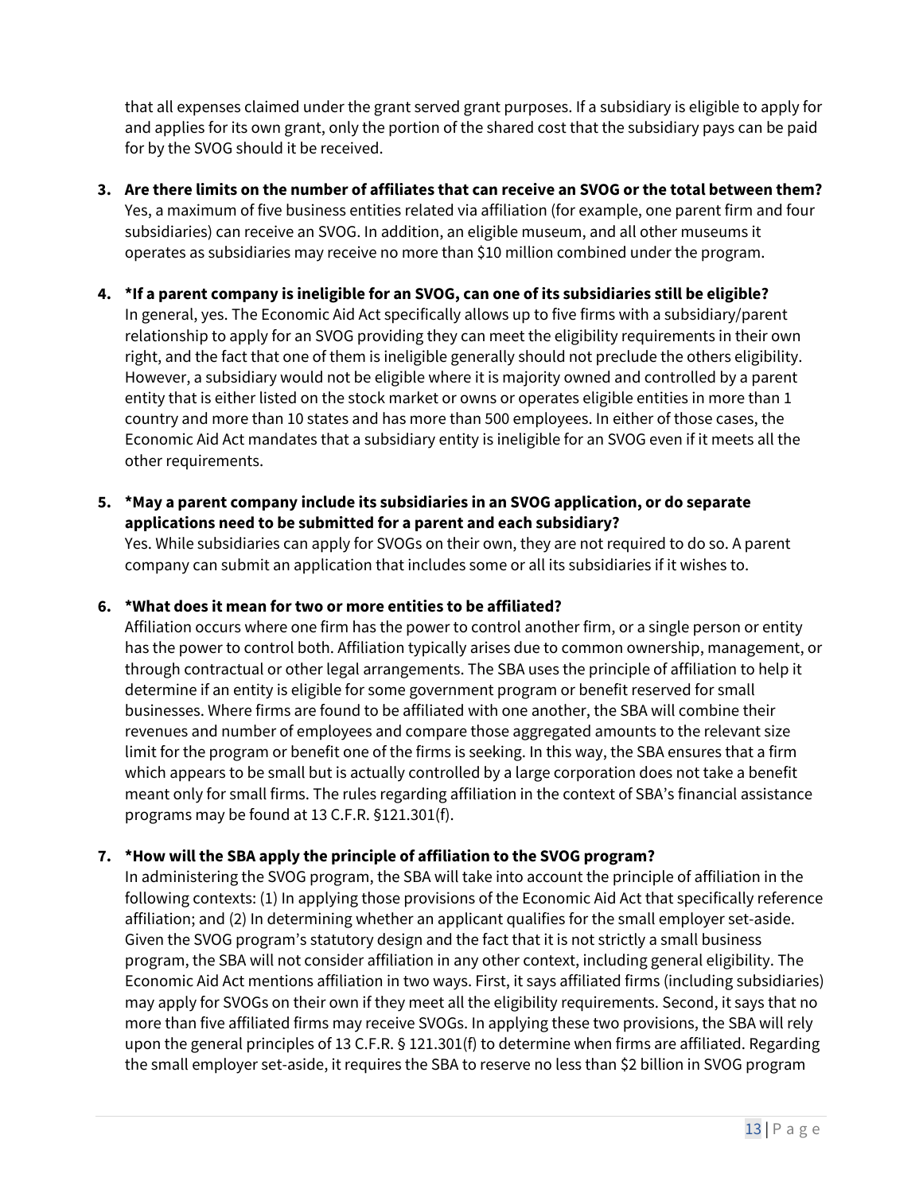that all expenses claimed under the grant served grant purposes. If a subsidiary is eligible to apply for and applies for its own grant, only the portion of the shared cost that the subsidiary pays can be paid for by the SVOG should it be received.

3. **Are there limits on the number of affiliates that can receive an SVOG or the total between them?**
   Yes, a maximum of five business entities related via affiliation (for example, one parent firm and four subsidiaries) can receive an SVOG. In addition, an eligible museum, and all other museums it operates as subsidiaries may receive no more than $10 million combined under the program.

4. ***If a parent company is ineligible for an SVOG, can one of its subsidiaries still be eligible?**
   In general, yes. The Economic Aid Act specifically allows up to five firms with a subsidiary/parent relationship to apply for an SVOG providing they can meet the eligibility requirements in their own right, and the fact that one of them is ineligible generally should not preclude the others eligibility. However, a subsidiary would not be eligible where it is majority owned and controlled by a parent entity that is either listed on the stock market or owns or operates eligible entities in more than 1 country and more than 10 states and has more than 500 employees. In either of those cases, the Economic Aid Act mandates that a subsidiary entity is ineligible for an SVOG even if it meets all the other requirements.

5. ***May a parent company include its subsidiaries in an SVOG application, or do separate applications need to be submitted for a parent and each subsidiary?**
   Yes. While subsidiaries can apply for SVOGs on their own, they are not required to do so. A parent company can submit an application that includes some or all its subsidiaries if it wishes to.

6. ***What does it mean for two or more entities to be affiliated?**
   Affiliation occurs where one firm has the power to control another firm, or a single person or entity has the power to control both. Affiliation typically arises due to common ownership, management, or through contractual or other legal arrangements. The SBA uses the principle of affiliation to help it determine if an entity is eligible for some government program or benefit reserved for small businesses. Where firms are found to be affiliated with one another, the SBA will combine their revenues and number of employees and compare those aggregated amounts to the relevant size limit for the program or benefit one of the firms is seeking. In this way, the SBA ensures that a firm which appears to be small but is actually controlled by a large corporation does not take a benefit meant only for small firms. The rules regarding affiliation in the context of SBA's financial assistance programs may be found at 13 C.F.R. §121.301(f).

7. ***How will the SBA apply the principle of affiliation to the SVOG program?**
   In administering the SVOG program, the SBA will take into account the principle of affiliation in the following contexts: (1) In applying those provisions of the Economic Aid Act that specifically reference affiliation; and (2) In determining whether an applicant qualifies for the small employer set-aside. Given the SVOG program's statutory design and the fact that it is not strictly a small business program, the SBA will not consider affiliation in any other context, including general eligibility. The Economic Aid Act mentions affiliation in two ways. First, it says affiliated firms (including subsidiaries) may apply for SVOGs on their own if they meet all the eligibility requirements. Second, it says that no more than five affiliated firms may receive SVOGs. In applying these two provisions, the SBA will rely upon the general principles of 13 C.F.R. § 121.301(f) to determine when firms are affiliated. Regarding the small employer set-aside, it requires the SBA to reserve no less than $2 billion in SVOG program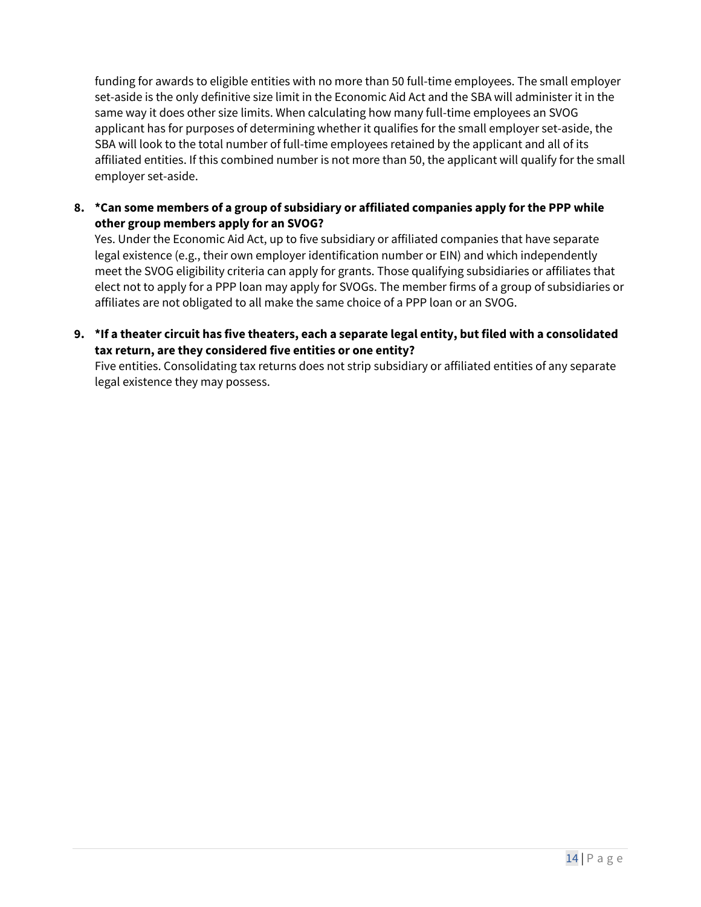funding for awards to eligible entities with no more than 50 full-time employees. The small employer set-aside is the only definitive size limit in the Economic Aid Act and the SBA will administer it in the same way it does other size limits. When calculating how many full-time employees an SVOG applicant has for purposes of determining whether it qualifies for the small employer set-aside, the SBA will look to the total number of full-time employees retained by the applicant and all of its affiliated entities. If this combined number is not more than 50, the applicant will qualify for the small employer set-aside.

8. **\*Can some members of a group of subsidiary or affiliated companies apply for the PPP while other group members apply for an SVOG?**
   Yes. Under the Economic Aid Act, up to five subsidiary or affiliated companies that have separate legal existence (e.g., their own employer identification number or EIN) and which independently meet the SVOG eligibility criteria can apply for grants. Those qualifying subsidiaries or affiliates that elect not to apply for a PPP loan may apply for SVOGs. The member firms of a group of subsidiaries or affiliates are not obligated to all make the same choice of a PPP loan or an SVOG.

9. **\*If a theater circuit has five theaters, each a separate legal entity, but filed with a consolidated tax return, are they considered five entities or one entity?**
   Five entities. Consolidating tax returns does not strip subsidiary or affiliated entities of any separate legal existence they may possess.